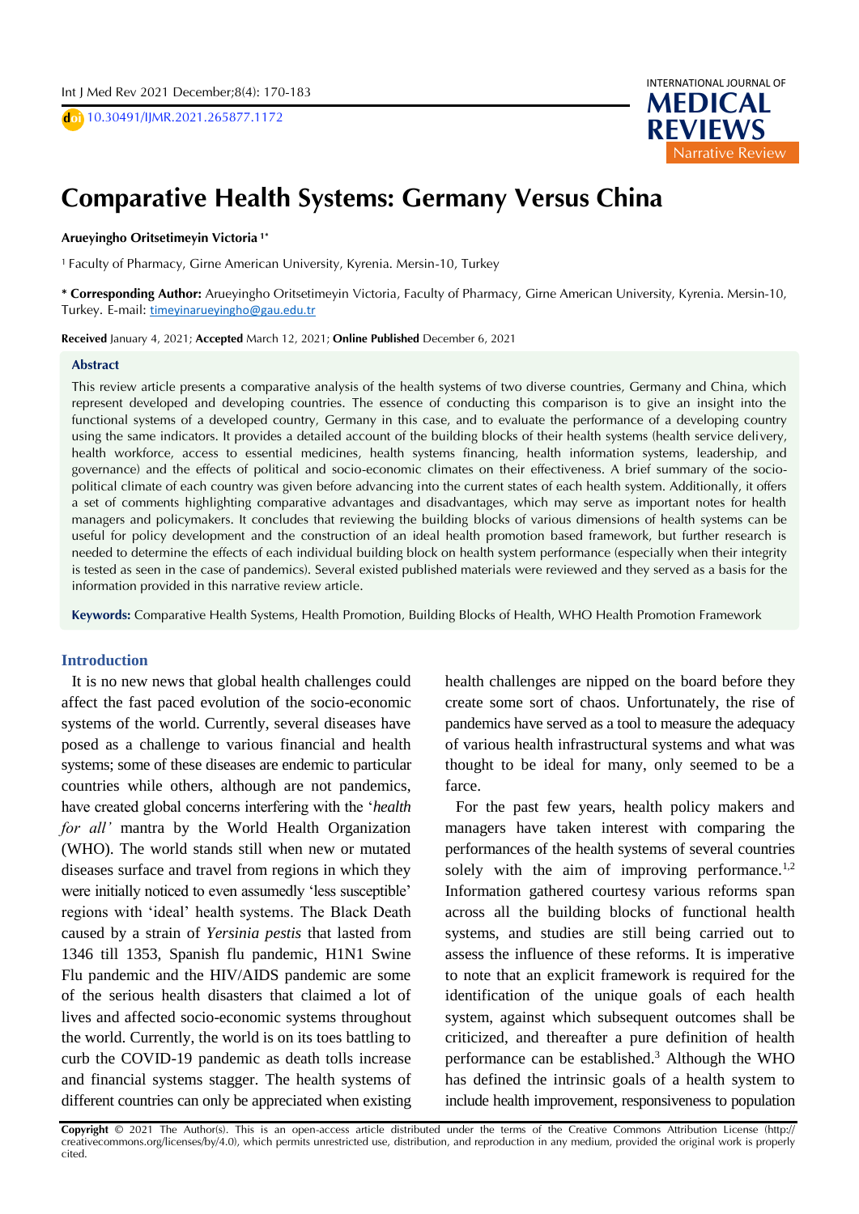# Comparative Health Systems: Germany Versus China

**Arueyingho Oritsetimeyin Victoria** [1*]

[1] Faculty of Pharmacy, Girne American University, Kyrenia. Mersin-10, Turkey

**\* Corresponding Author:** Arueyingho Oritsetimeyin Victoria, Faculty of Pharmacy, Girne American University, Kyrenia. Mersin-10, Turkey. E-mail: timeyinarueyingho@gau.edu.tr

**Received** January 4, 2021; **Accepted** March 12, 2021; **Online Published** December 6, 2021

## Abstract

This review article presents a comparative analysis of the health systems of two diverse countries, Germany and China, which represent developed and developing countries. The essence of conducting this comparison is to give an insight into the functional systems of a developed country, Germany in this case, and to evaluate the performance of a developing country using the same indicators. It provides a detailed account of the building blocks of their health systems (health service delivery, health workforce, access to essential medicines, health systems financing, health information systems, leadership, and governance) and the effects of political and socio-economic climates on their effectiveness. A brief summary of the socio-political climate of each country was given before advancing into the current states of each health system. Additionally, it offers a set of comments highlighting comparative advantages and disadvantages, which may serve as important notes for health managers and policymakers. It concludes that reviewing the building blocks of various dimensions of health systems can be useful for policy development and the construction of an ideal health promotion based framework, but further research is needed to determine the effects of each individual building block on health system performance (especially when their integrity is tested as seen in the case of pandemics). Several existed published materials were reviewed and they served as a basis for the information provided in this narrative review article.

**Keywords:** Comparative Health Systems, Health Promotion, Building Blocks of Health, WHO Health Promotion Framework

## Introduction

It is no new news that global health challenges could affect the fast paced evolution of the socio-economic systems of the world. Currently, several diseases have posed as a challenge to various financial and health systems; some of these diseases are endemic to particular countries while others, although are not pandemics, have created global concerns interfering with the '*health for all'* mantra by the World Health Organization (WHO). The world stands still when new or mutated diseases surface and travel from regions in which they were initially noticed to even assumedly 'less susceptible' regions with 'ideal' health systems. The Black Death caused by a strain of *Yersinia pestis* that lasted from 1346 till 1353, Spanish flu pandemic, H1N1 Swine Flu pandemic and the HIV/AIDS pandemic are some of the serious health disasters that claimed a lot of lives and affected socio-economic systems throughout the world. Currently, the world is on its toes battling to curb the COVID-19 pandemic as death tolls increase and financial systems stagger. The health systems of different countries can only be appreciated when existing health challenges are nipped on the board before they create some sort of chaos. Unfortunately, the rise of pandemics have served as a tool to measure the adequacy of various health infrastructural systems and what was thought to be ideal for many, only seemed to be a farce.

For the past few years, health policy makers and managers have taken interest with comparing the performances of the health systems of several countries solely with the aim of improving performance.[1,2] Information gathered courtesy various reforms span across all the building blocks of functional health systems, and studies are still being carried out to assess the influence of these reforms. It is imperative to note that an explicit framework is required for the identification of the unique goals of each health system, against which subsequent outcomes shall be criticized, and thereafter a pure definition of health performance can be established.[3] Although the WHO has defined the intrinsic goals of a health system to include health improvement, responsiveness to population

**Copyright** © 2021 The Author(s). This is an open-access article distributed under the terms of the Creative Commons Attribution License (http://creativecommons.org/licenses/by/4.0), which permits unrestricted use, distribution, and reproduction in any medium, provided the original work is properly cited.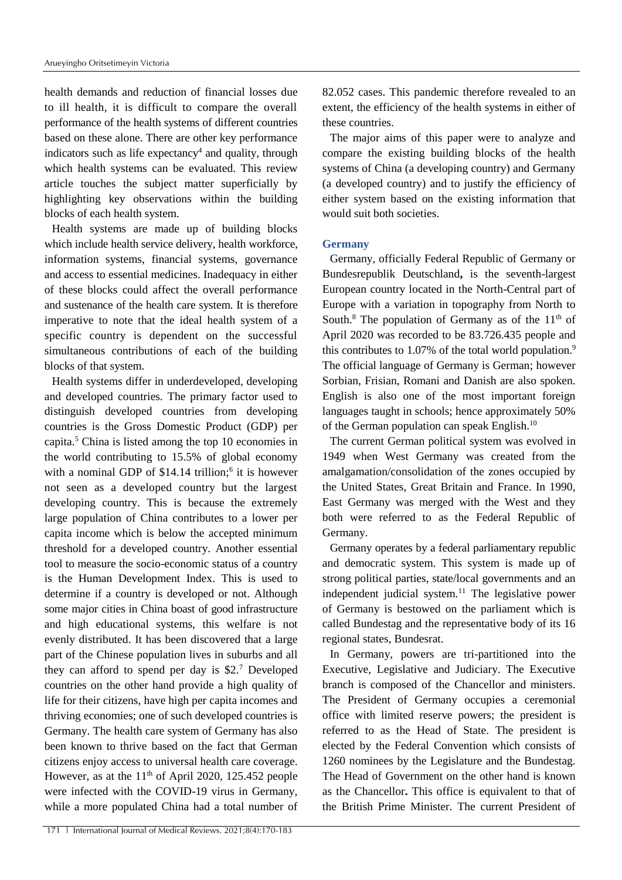health demands and reduction of financial losses due to ill health, it is difficult to compare the overall performance of the health systems of different countries based on these alone. There are other key performance indicators such as life expectancy[4] and quality, through which health systems can be evaluated. This review article touches the subject matter superficially by highlighting key observations within the building blocks of each health system.

Health systems are made up of building blocks which include health service delivery, health workforce, information systems, financial systems, governance and access to essential medicines. Inadequacy in either of these blocks could affect the overall performance and sustenance of the health care system. It is therefore imperative to note that the ideal health system of a specific country is dependent on the successful simultaneous contributions of each of the building blocks of that system.

Health systems differ in underdeveloped, developing and developed countries. The primary factor used to distinguish developed countries from developing countries is the Gross Domestic Product (GDP) per capita.[5] China is listed among the top 10 economies in the world contributing to 15.5% of global economy with a nominal GDP of $14.14 trillion;[6] it is however not seen as a developed country but the largest developing country. This is because the extremely large population of China contributes to a lower per capita income which is below the accepted minimum threshold for a developed country. Another essential tool to measure the socio-economic status of a country is the Human Development Index. This is used to determine if a country is developed or not. Although some major cities in China boast of good infrastructure and high educational systems, this welfare is not evenly distributed. It has been discovered that a large part of the Chinese population lives in suburbs and all they can afford to spend per day is $2.[7] Developed countries on the other hand provide a high quality of life for their citizens, have high per capita incomes and thriving economies; one of such developed countries is Germany. The health care system of Germany has also been known to thrive based on the fact that German citizens enjoy access to universal health care coverage. However, as at the 11th of April 2020, 125.452 people were infected with the COVID-19 virus in Germany, while a more populated China had a total number of 82.052 cases. This pandemic therefore revealed to an extent, the efficiency of the health systems in either of these countries.

The major aims of this paper were to analyze and compare the existing building blocks of the health systems of China (a developing country) and Germany (a developed country) and to justify the efficiency of either system based on the existing information that would suit both societies.

## Germany

Germany, officially Federal Republic of Germany or Bundesrepublik Deutschland**,** is the seventh-largest European country located in the North-Central part of Europe with a variation in topography from North to South.[8] The population of Germany as of the 11th of April 2020 was recorded to be 83.726.435 people and this contributes to 1.07% of the total world population.[9] The official language of Germany is German; however Sorbian, Frisian, Romani and Danish are also spoken. English is also one of the most important foreign languages taught in schools; hence approximately 50% of the German population can speak English.[10]

The current German political system was evolved in 1949 when West Germany was created from the amalgamation/consolidation of the zones occupied by the United States, Great Britain and France. In 1990, East Germany was merged with the West and they both were referred to as the Federal Republic of Germany.

Germany operates by a federal parliamentary republic and democratic system. This system is made up of strong political parties, state/local governments and an independent judicial system.[11] The legislative power of Germany is bestowed on the parliament which is called Bundestag and the representative body of its 16 regional states, Bundesrat.

In Germany, powers are tri-partitioned into the Executive, Legislative and Judiciary. The Executive branch is composed of the Chancellor and ministers. The President of Germany occupies a ceremonial office with limited reserve powers; the president is referred to as the Head of State. The president is elected by the Federal Convention which consists of 1260 nominees by the Legislature and the Bundestag. The Head of Government on the other hand is known as the Chancellor**.** This office is equivalent to that of the British Prime Minister. The current President of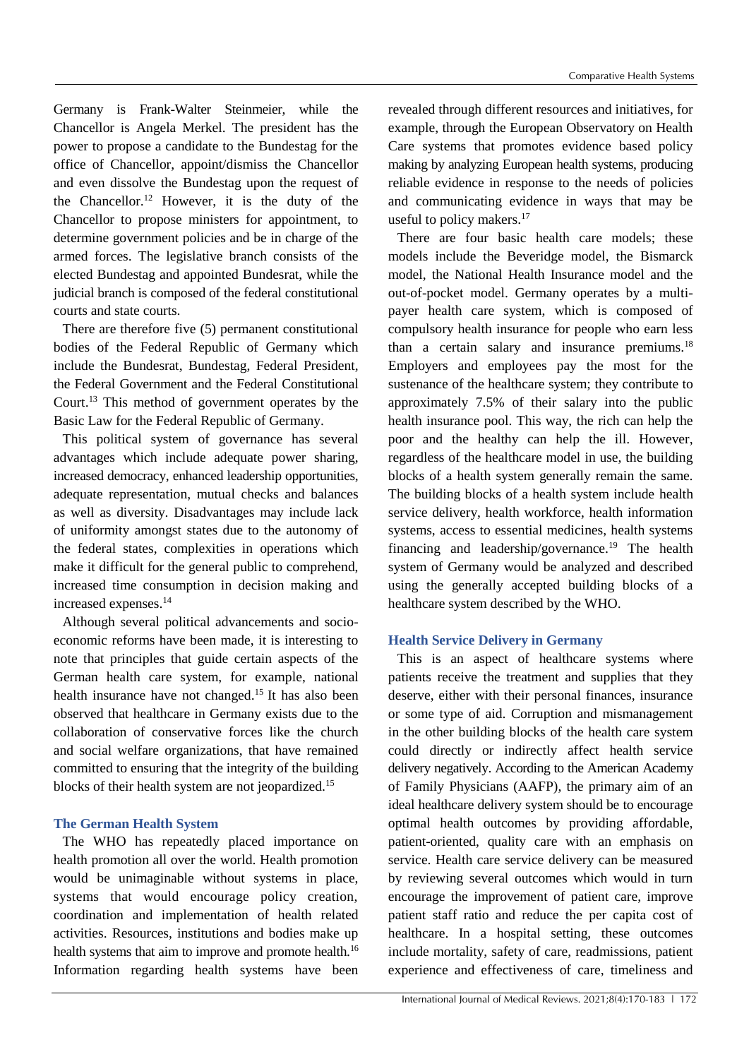Germany is Frank-Walter Steinmeier, while the Chancellor is Angela Merkel. The president has the power to propose a candidate to the Bundestag for the office of Chancellor, appoint/dismiss the Chancellor and even dissolve the Bundestag upon the request of the Chancellor.[12] However, it is the duty of the Chancellor to propose ministers for appointment, to determine government policies and be in charge of the armed forces. The legislative branch consists of the elected Bundestag and appointed Bundesrat, while the judicial branch is composed of the federal constitutional courts and state courts.

There are therefore five (5) permanent constitutional bodies of the Federal Republic of Germany which include the Bundesrat, Bundestag, Federal President, the Federal Government and the Federal Constitutional Court.[13] This method of government operates by the Basic Law for the Federal Republic of Germany.

This political system of governance has several advantages which include adequate power sharing, increased democracy, enhanced leadership opportunities, adequate representation, mutual checks and balances as well as diversity. Disadvantages may include lack of uniformity amongst states due to the autonomy of the federal states, complexities in operations which make it difficult for the general public to comprehend, increased time consumption in decision making and increased expenses.[14]

Although several political advancements and socio-economic reforms have been made, it is interesting to note that principles that guide certain aspects of the German health care system, for example, national health insurance have not changed.[15] It has also been observed that healthcare in Germany exists due to the collaboration of conservative forces like the church and social welfare organizations, that have remained committed to ensuring that the integrity of the building blocks of their health system are not jeopardized.[15]

## The German Health System

The WHO has repeatedly placed importance on health promotion all over the world. Health promotion would be unimaginable without systems in place, systems that would encourage policy creation, coordination and implementation of health related activities. Resources, institutions and bodies make up health systems that aim to improve and promote health.[16] Information regarding health systems have been revealed through different resources and initiatives, for example, through the European Observatory on Health Care systems that promotes evidence based policy making by analyzing European health systems, producing reliable evidence in response to the needs of policies and communicating evidence in ways that may be useful to policy makers.[17]

There are four basic health care models; these models include the Beveridge model, the Bismarck model, the National Health Insurance model and the out-of-pocket model. Germany operates by a multi-payer health care system, which is composed of compulsory health insurance for people who earn less than a certain salary and insurance premiums.[18] Employers and employees pay the most for the sustenance of the healthcare system; they contribute to approximately 7.5% of their salary into the public health insurance pool. This way, the rich can help the poor and the healthy can help the ill. However, regardless of the healthcare model in use, the building blocks of a health system generally remain the same. The building blocks of a health system include health service delivery, health workforce, health information systems, access to essential medicines, health systems financing and leadership/governance.[19] The health system of Germany would be analyzed and described using the generally accepted building blocks of a healthcare system described by the WHO.

### Health Service Delivery in Germany

This is an aspect of healthcare systems where patients receive the treatment and supplies that they deserve, either with their personal finances, insurance or some type of aid. Corruption and mismanagement in the other building blocks of the health care system could directly or indirectly affect health service delivery negatively. According to the American Academy of Family Physicians (AAFP), the primary aim of an ideal healthcare delivery system should be to encourage optimal health outcomes by providing affordable, patient-oriented, quality care with an emphasis on service. Health care service delivery can be measured by reviewing several outcomes which would in turn encourage the improvement of patient care, improve patient staff ratio and reduce the per capita cost of healthcare. In a hospital setting, these outcomes include mortality, safety of care, readmissions, patient experience and effectiveness of care, timeliness and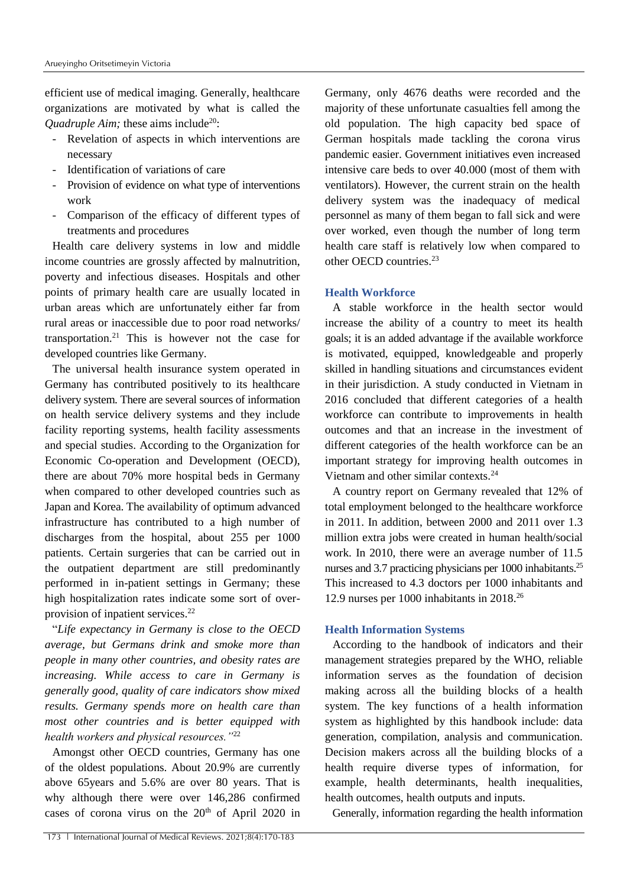efficient use of medical imaging. Generally, healthcare organizations are motivated by what is called the *Quadruple Aim;* these aims include[20]:

- Revelation of aspects in which interventions are necessary
- Identification of variations of care
- Provision of evidence on what type of interventions work
- Comparison of the efficacy of different types of treatments and procedures

Health care delivery systems in low and middle income countries are grossly affected by malnutrition, poverty and infectious diseases. Hospitals and other points of primary health care are usually located in urban areas which are unfortunately either far from rural areas or inaccessible due to poor road networks/ transportation.[21] This is however not the case for developed countries like Germany.

The universal health insurance system operated in Germany has contributed positively to its healthcare delivery system. There are several sources of information on health service delivery systems and they include facility reporting systems, health facility assessments and special studies. According to the Organization for Economic Co-operation and Development (OECD), there are about 70% more hospital beds in Germany when compared to other developed countries such as Japan and Korea. The availability of optimum advanced infrastructure has contributed to a high number of discharges from the hospital, about 255 per 1000 patients. Certain surgeries that can be carried out in the outpatient department are still predominantly performed in in-patient settings in Germany; these high hospitalization rates indicate some sort of over-provision of inpatient services.[22]

"*Life expectancy in Germany is close to the OECD average, but Germans drink and smoke more than people in many other countries, and obesity rates are increasing. While access to care in Germany is generally good, quality of care indicators show mixed results. Germany spends more on health care than most other countries and is better equipped with health workers and physical resources.*"[22]

Amongst other OECD countries, Germany has one of the oldest populations. About 20.9% are currently above 65years and 5.6% are over 80 years. That is why although there were over 146,286 confirmed cases of corona virus on the 20th of April 2020 in Germany, only 4676 deaths were recorded and the majority of these unfortunate casualties fell among the old population. The high capacity bed space of German hospitals made tackling the corona virus pandemic easier. Government initiatives even increased intensive care beds to over 40.000 (most of them with ventilators). However, the current strain on the health delivery system was the inadequacy of medical personnel as many of them began to fall sick and were over worked, even though the number of long term health care staff is relatively low when compared to other OECD countries.[23]

## Health Workforce

A stable workforce in the health sector would increase the ability of a country to meet its health goals; it is an added advantage if the available workforce is motivated, equipped, knowledgeable and properly skilled in handling situations and circumstances evident in their jurisdiction. A study conducted in Vietnam in 2016 concluded that different categories of a health workforce can contribute to improvements in health outcomes and that an increase in the investment of different categories of the health workforce can be an important strategy for improving health outcomes in Vietnam and other similar contexts.[24]

A country report on Germany revealed that 12% of total employment belonged to the healthcare workforce in 2011. In addition, between 2000 and 2011 over 1.3 million extra jobs were created in human health/social work. In 2010, there were an average number of 11.5 nurses and 3.7 practicing physicians per 1000 inhabitants.[25] This increased to 4.3 doctors per 1000 inhabitants and 12.9 nurses per 1000 inhabitants in 2018.[26]

## Health Information Systems

According to the handbook of indicators and their management strategies prepared by the WHO, reliable information serves as the foundation of decision making across all the building blocks of a health system. The key functions of a health information system as highlighted by this handbook include: data generation, compilation, analysis and communication. Decision makers across all the building blocks of a health require diverse types of information, for example, health determinants, health inequalities, health outcomes, health outputs and inputs.

Generally, information regarding the health information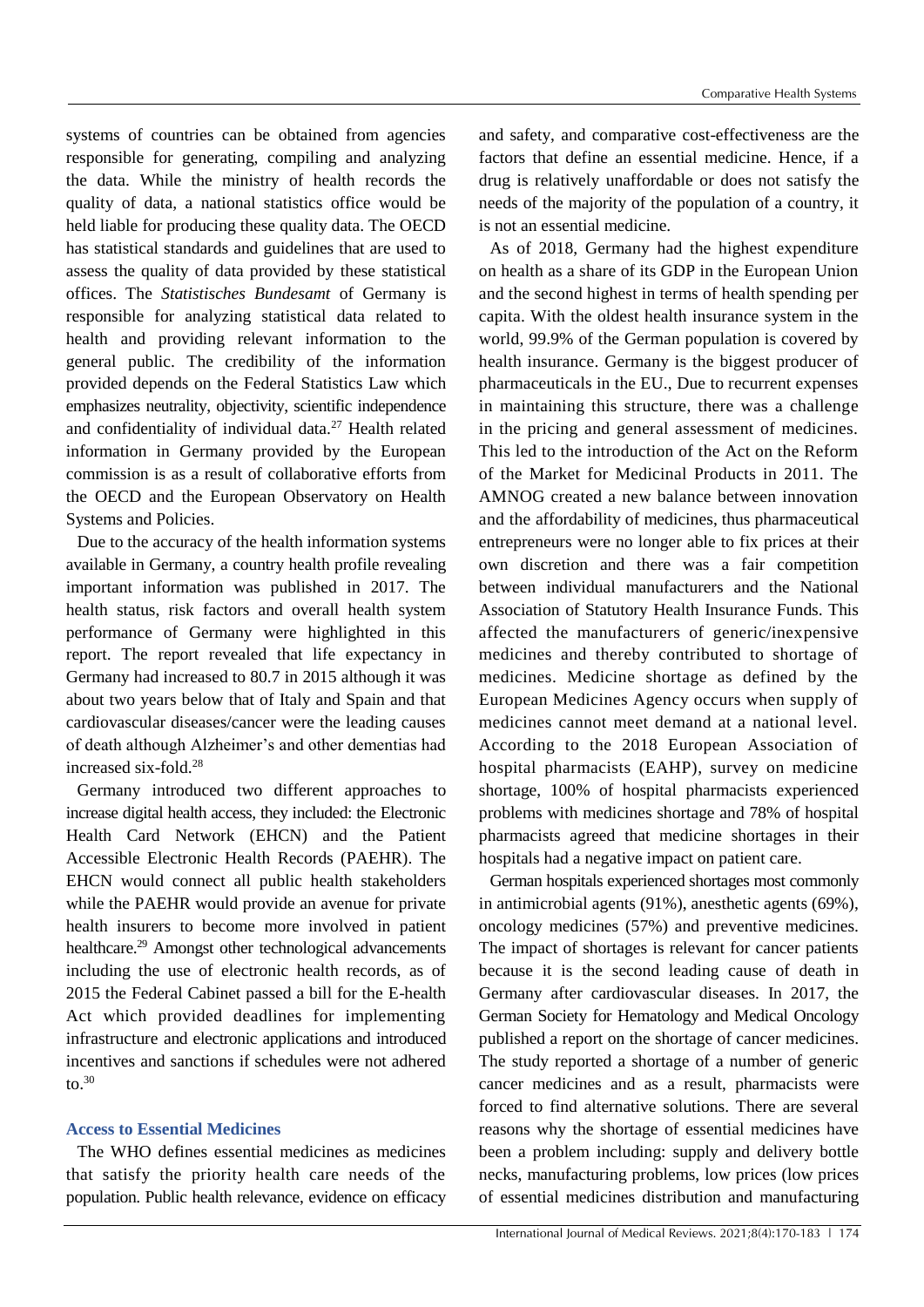systems of countries can be obtained from agencies responsible for generating, compiling and analyzing the data. While the ministry of health records the quality of data, a national statistics office would be held liable for producing these quality data. The OECD has statistical standards and guidelines that are used to assess the quality of data provided by these statistical offices. The *Statistisches Bundesamt* of Germany is responsible for analyzing statistical data related to health and providing relevant information to the general public. The credibility of the information provided depends on the Federal Statistics Law which emphasizes neutrality, objectivity, scientific independence and confidentiality of individual data.[27] Health related information in Germany provided by the European commission is as a result of collaborative efforts from the OECD and the European Observatory on Health Systems and Policies.

Due to the accuracy of the health information systems available in Germany, a country health profile revealing important information was published in 2017. The health status, risk factors and overall health system performance of Germany were highlighted in this report. The report revealed that life expectancy in Germany had increased to 80.7 in 2015 although it was about two years below that of Italy and Spain and that cardiovascular diseases/cancer were the leading causes of death although Alzheimer's and other dementias had increased six-fold.[28]

Germany introduced two different approaches to increase digital health access, they included: the Electronic Health Card Network (EHCN) and the Patient Accessible Electronic Health Records (PAEHR). The EHCN would connect all public health stakeholders while the PAEHR would provide an avenue for private health insurers to become more involved in patient healthcare.[29] Amongst other technological advancements including the use of electronic health records, as of 2015 the Federal Cabinet passed a bill for the E-health Act which provided deadlines for implementing infrastructure and electronic applications and introduced incentives and sanctions if schedules were not adhered to.[30]

### Access to Essential Medicines

The WHO defines essential medicines as medicines that satisfy the priority health care needs of the population. Public health relevance, evidence on efficacy and safety, and comparative cost-effectiveness are the factors that define an essential medicine. Hence, if a drug is relatively unaffordable or does not satisfy the needs of the majority of the population of a country, it is not an essential medicine.

As of 2018, Germany had the highest expenditure on health as a share of its GDP in the European Union and the second highest in terms of health spending per capita. With the oldest health insurance system in the world, 99.9% of the German population is covered by health insurance. Germany is the biggest producer of pharmaceuticals in the EU., Due to recurrent expenses in maintaining this structure, there was a challenge in the pricing and general assessment of medicines. This led to the introduction of the Act on the Reform of the Market for Medicinal Products in 2011. The AMNOG created a new balance between innovation and the affordability of medicines, thus pharmaceutical entrepreneurs were no longer able to fix prices at their own discretion and there was a fair competition between individual manufacturers and the National Association of Statutory Health Insurance Funds. This affected the manufacturers of generic/inexpensive medicines and thereby contributed to shortage of medicines. Medicine shortage as defined by the European Medicines Agency occurs when supply of medicines cannot meet demand at a national level. According to the 2018 European Association of hospital pharmacists (EAHP), survey on medicine shortage, 100% of hospital pharmacists experienced problems with medicines shortage and 78% of hospital pharmacists agreed that medicine shortages in their hospitals had a negative impact on patient care.

German hospitals experienced shortages most commonly in antimicrobial agents (91%), anesthetic agents (69%), oncology medicines (57%) and preventive medicines. The impact of shortages is relevant for cancer patients because it is the second leading cause of death in Germany after cardiovascular diseases. In 2017, the German Society for Hematology and Medical Oncology published a report on the shortage of cancer medicines. The study reported a shortage of a number of generic cancer medicines and as a result, pharmacists were forced to find alternative solutions. There are several reasons why the shortage of essential medicines have been a problem including: supply and delivery bottle necks, manufacturing problems, low prices (low prices of essential medicines distribution and manufacturing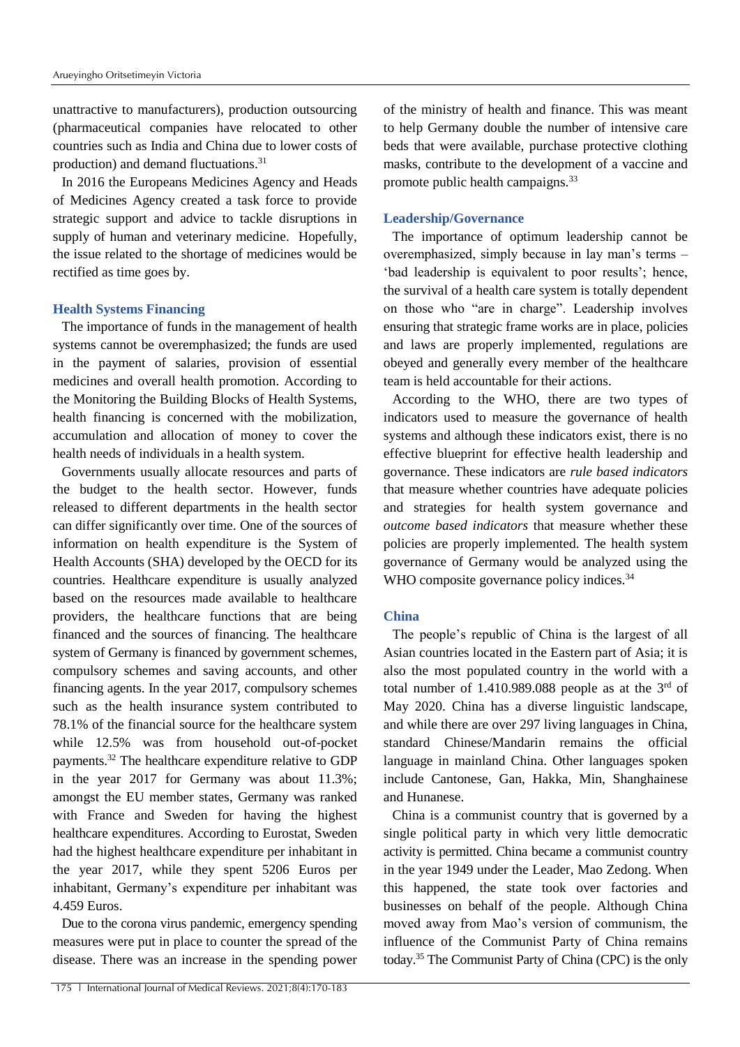unattractive to manufacturers), production outsourcing (pharmaceutical companies have relocated to other countries such as India and China due to lower costs of production) and demand fluctuations.[31]

In 2016 the Europeans Medicines Agency and Heads of Medicines Agency created a task force to provide strategic support and advice to tackle disruptions in supply of human and veterinary medicine. Hopefully, the issue related to the shortage of medicines would be rectified as time goes by.

### Health Systems Financing

The importance of funds in the management of health systems cannot be overemphasized; the funds are used in the payment of salaries, provision of essential medicines and overall health promotion. According to the Monitoring the Building Blocks of Health Systems, health financing is concerned with the mobilization, accumulation and allocation of money to cover the health needs of individuals in a health system.

Governments usually allocate resources and parts of the budget to the health sector. However, funds released to different departments in the health sector can differ significantly over time. One of the sources of information on health expenditure is the System of Health Accounts (SHA) developed by the OECD for its countries. Healthcare expenditure is usually analyzed based on the resources made available to healthcare providers, the healthcare functions that are being financed and the sources of financing. The healthcare system of Germany is financed by government schemes, compulsory schemes and saving accounts, and other financing agents. In the year 2017, compulsory schemes such as the health insurance system contributed to 78.1% of the financial source for the healthcare system while 12.5% was from household out-of-pocket payments.[32] The healthcare expenditure relative to GDP in the year 2017 for Germany was about 11.3%; amongst the EU member states, Germany was ranked with France and Sweden for having the highest healthcare expenditures. According to Eurostat, Sweden had the highest healthcare expenditure per inhabitant in the year 2017, while they spent 5206 Euros per inhabitant, Germany's expenditure per inhabitant was 4.459 Euros.

Due to the corona virus pandemic, emergency spending measures were put in place to counter the spread of the disease. There was an increase in the spending power of the ministry of health and finance. This was meant to help Germany double the number of intensive care beds that were available, purchase protective clothing masks, contribute to the development of a vaccine and promote public health campaigns.[33]

### Leadership/Governance

The importance of optimum leadership cannot be overemphasized, simply because in lay man's terms – 'bad leadership is equivalent to poor results'; hence, the survival of a health care system is totally dependent on those who "are in charge". Leadership involves ensuring that strategic frame works are in place, policies and laws are properly implemented, regulations are obeyed and generally every member of the healthcare team is held accountable for their actions.

According to the WHO, there are two types of indicators used to measure the governance of health systems and although these indicators exist, there is no effective blueprint for effective health leadership and governance. These indicators are *rule based indicators* that measure whether countries have adequate policies and strategies for health system governance and *outcome based indicators* that measure whether these policies are properly implemented. The health system governance of Germany would be analyzed using the WHO composite governance policy indices.[34]

### China

The people's republic of China is the largest of all Asian countries located in the Eastern part of Asia; it is also the most populated country in the world with a total number of 1.410.989.088 people as at the 3rd of May 2020. China has a diverse linguistic landscape, and while there are over 297 living languages in China, standard Chinese/Mandarin remains the official language in mainland China. Other languages spoken include Cantonese, Gan, Hakka, Min, Shanghainese and Hunanese.

China is a communist country that is governed by a single political party in which very little democratic activity is permitted. China became a communist country in the year 1949 under the Leader, Mao Zedong. When this happened, the state took over factories and businesses on behalf of the people. Although China moved away from Mao's version of communism, the influence of the Communist Party of China remains today.[35] The Communist Party of China (CPC) is the only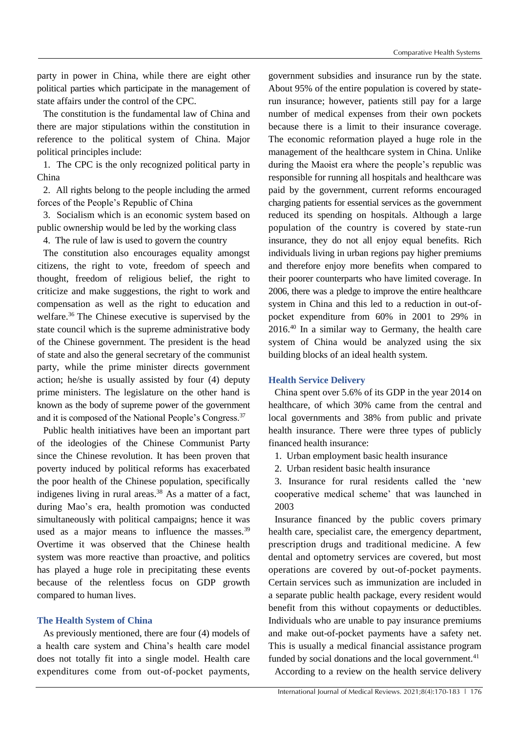party in power in China, while there are eight other political parties which participate in the management of state affairs under the control of the CPC.

The constitution is the fundamental law of China and there are major stipulations within the constitution in reference to the political system of China. Major political principles include:

1. The CPC is the only recognized political party in China
2. All rights belong to the people including the armed forces of the People's Republic of China
3. Socialism which is an economic system based on public ownership would be led by the working class
4. The rule of law is used to govern the country

The constitution also encourages equality amongst citizens, the right to vote, freedom of speech and thought, freedom of religious belief, the right to criticize and make suggestions, the right to work and compensation as well as the right to education and welfare.[36] The Chinese executive is supervised by the state council which is the supreme administrative body of the Chinese government. The president is the head of state and also the general secretary of the communist party, while the prime minister directs government action; he/she is usually assisted by four (4) deputy prime ministers. The legislature on the other hand is known as the body of supreme power of the government and it is composed of the National People's Congress.[37]

Public health initiatives have been an important part of the ideologies of the Chinese Communist Party since the Chinese revolution. It has been proven that poverty induced by political reforms has exacerbated the poor health of the Chinese population, specifically indigenes living in rural areas.[38] As a matter of a fact, during Mao's era, health promotion was conducted simultaneously with political campaigns; hence it was used as a major means to influence the masses.[39] Overtime it was observed that the Chinese health system was more reactive than proactive, and politics has played a huge role in precipitating these events because of the relentless focus on GDP growth compared to human lives.

## The Health System of China

As previously mentioned, there are four (4) models of a health care system and China's health care model does not totally fit into a single model. Health care expenditures come from out-of-pocket payments, government subsidies and insurance run by the state. About 95% of the entire population is covered by state-run insurance; however, patients still pay for a large number of medical expenses from their own pockets because there is a limit to their insurance coverage. The economic reformation played a huge role in the management of the healthcare system in China. Unlike during the Maoist era where the people's republic was responsible for running all hospitals and healthcare was paid by the government, current reforms encouraged charging patients for essential services as the government reduced its spending on hospitals. Although a large population of the country is covered by state-run insurance, they do not all enjoy equal benefits. Rich individuals living in urban regions pay higher premiums and therefore enjoy more benefits when compared to their poorer counterparts who have limited coverage. In 2006, there was a pledge to improve the entire healthcare system in China and this led to a reduction in out-of-pocket expenditure from 60% in 2001 to 29% in 2016.[40] In a similar way to Germany, the health care system of China would be analyzed using the six building blocks of an ideal health system.

### Health Service Delivery

China spent over 5.6% of its GDP in the year 2014 on healthcare, of which 30% came from the central and local governments and 38% from public and private health insurance. There were three types of publicly financed health insurance:

1. Urban employment basic health insurance
2. Urban resident basic health insurance
3. Insurance for rural residents called the 'new cooperative medical scheme' that was launched in 2003

Insurance financed by the public covers primary health care, specialist care, the emergency department, prescription drugs and traditional medicine. A few dental and optometry services are covered, but most operations are covered by out-of-pocket payments. Certain services such as immunization are included in a separate public health package, every resident would benefit from this without copayments or deductibles. Individuals who are unable to pay insurance premiums and make out-of-pocket payments have a safety net. This is usually a medical financial assistance program funded by social donations and the local government.[41]

According to a review on the health service delivery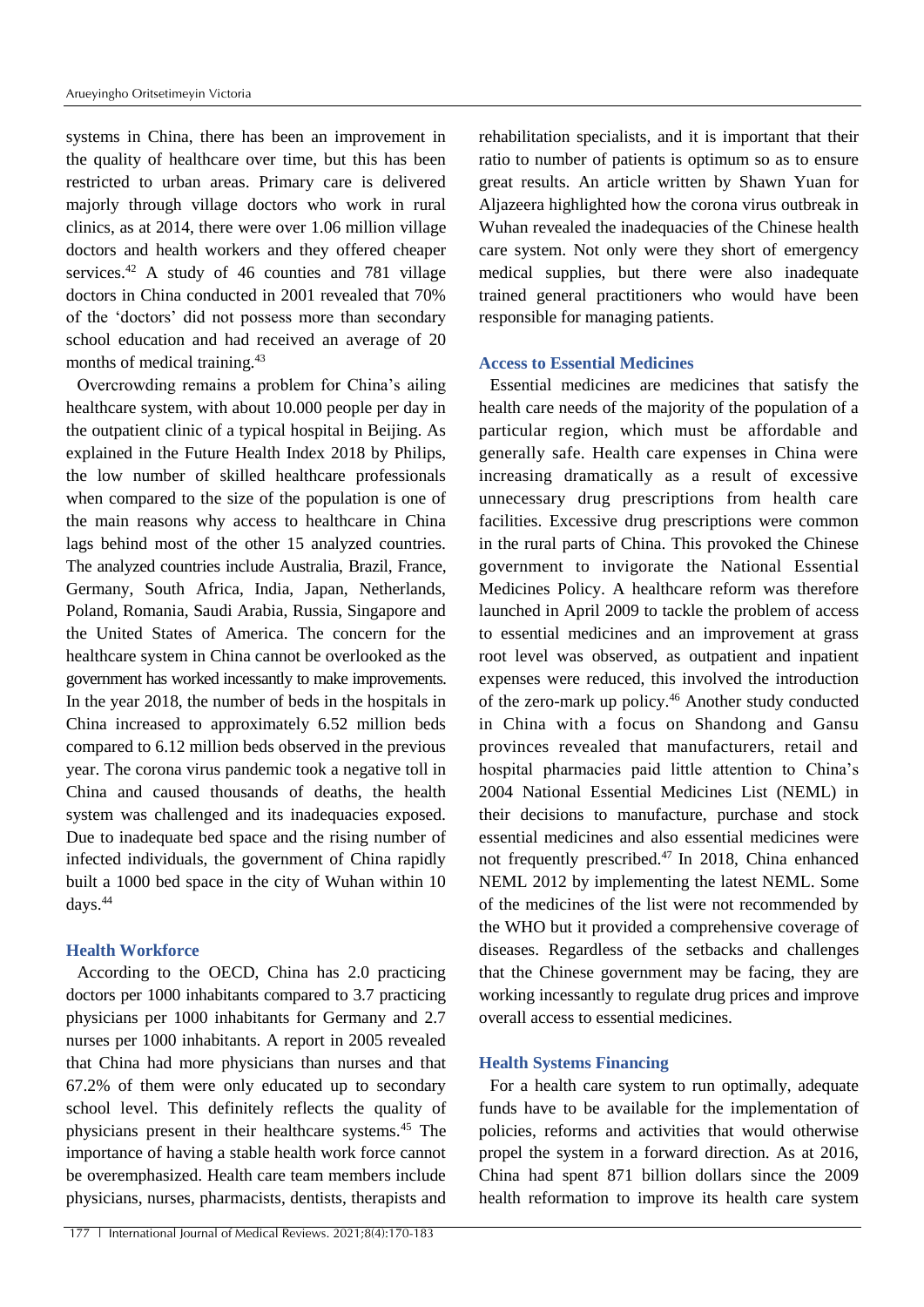systems in China, there has been an improvement in the quality of healthcare over time, but this has been restricted to urban areas. Primary care is delivered majorly through village doctors who work in rural clinics, as at 2014, there were over 1.06 million village doctors and health workers and they offered cheaper services.[42] A study of 46 counties and 781 village doctors in China conducted in 2001 revealed that 70% of the 'doctors' did not possess more than secondary school education and had received an average of 20 months of medical training.[43]

Overcrowding remains a problem for China's ailing healthcare system, with about 10.000 people per day in the outpatient clinic of a typical hospital in Beijing. As explained in the Future Health Index 2018 by Philips, the low number of skilled healthcare professionals when compared to the size of the population is one of the main reasons why access to healthcare in China lags behind most of the other 15 analyzed countries. The analyzed countries include Australia, Brazil, France, Germany, South Africa, India, Japan, Netherlands, Poland, Romania, Saudi Arabia, Russia, Singapore and the United States of America. The concern for the healthcare system in China cannot be overlooked as the government has worked incessantly to make improvements. In the year 2018, the number of beds in the hospitals in China increased to approximately 6.52 million beds compared to 6.12 million beds observed in the previous year. The corona virus pandemic took a negative toll in China and caused thousands of deaths, the health system was challenged and its inadequacies exposed. Due to inadequate bed space and the rising number of infected individuals, the government of China rapidly built a 1000 bed space in the city of Wuhan within 10 days.[44]

### Health Workforce

According to the OECD, China has 2.0 practicing doctors per 1000 inhabitants compared to 3.7 practicing physicians per 1000 inhabitants for Germany and 2.7 nurses per 1000 inhabitants. A report in 2005 revealed that China had more physicians than nurses and that 67.2% of them were only educated up to secondary school level. This definitely reflects the quality of physicians present in their healthcare systems.[45] The importance of having a stable health work force cannot be overemphasized. Health care team members include physicians, nurses, pharmacists, dentists, therapists and rehabilitation specialists, and it is important that their ratio to number of patients is optimum so as to ensure great results. An article written by Shawn Yuan for Aljazeera highlighted how the corona virus outbreak in Wuhan revealed the inadequacies of the Chinese health care system. Not only were they short of emergency medical supplies, but there were also inadequate trained general practitioners who would have been responsible for managing patients.

### Access to Essential Medicines

Essential medicines are medicines that satisfy the health care needs of the majority of the population of a particular region, which must be affordable and generally safe. Health care expenses in China were increasing dramatically as a result of excessive unnecessary drug prescriptions from health care facilities. Excessive drug prescriptions were common in the rural parts of China. This provoked the Chinese government to invigorate the National Essential Medicines Policy. A healthcare reform was therefore launched in April 2009 to tackle the problem of access to essential medicines and an improvement at grass root level was observed, as outpatient and inpatient expenses were reduced, this involved the introduction of the zero-mark up policy.[46] Another study conducted in China with a focus on Shandong and Gansu provinces revealed that manufacturers, retail and hospital pharmacies paid little attention to China's 2004 National Essential Medicines List (NEML) in their decisions to manufacture, purchase and stock essential medicines and also essential medicines were not frequently prescribed.[47] In 2018, China enhanced NEML 2012 by implementing the latest NEML. Some of the medicines of the list were not recommended by the WHO but it provided a comprehensive coverage of diseases. Regardless of the setbacks and challenges that the Chinese government may be facing, they are working incessantly to regulate drug prices and improve overall access to essential medicines.

### Health Systems Financing

For a health care system to run optimally, adequate funds have to be available for the implementation of policies, reforms and activities that would otherwise propel the system in a forward direction. As at 2016, China had spent 871 billion dollars since the 2009 health reformation to improve its health care system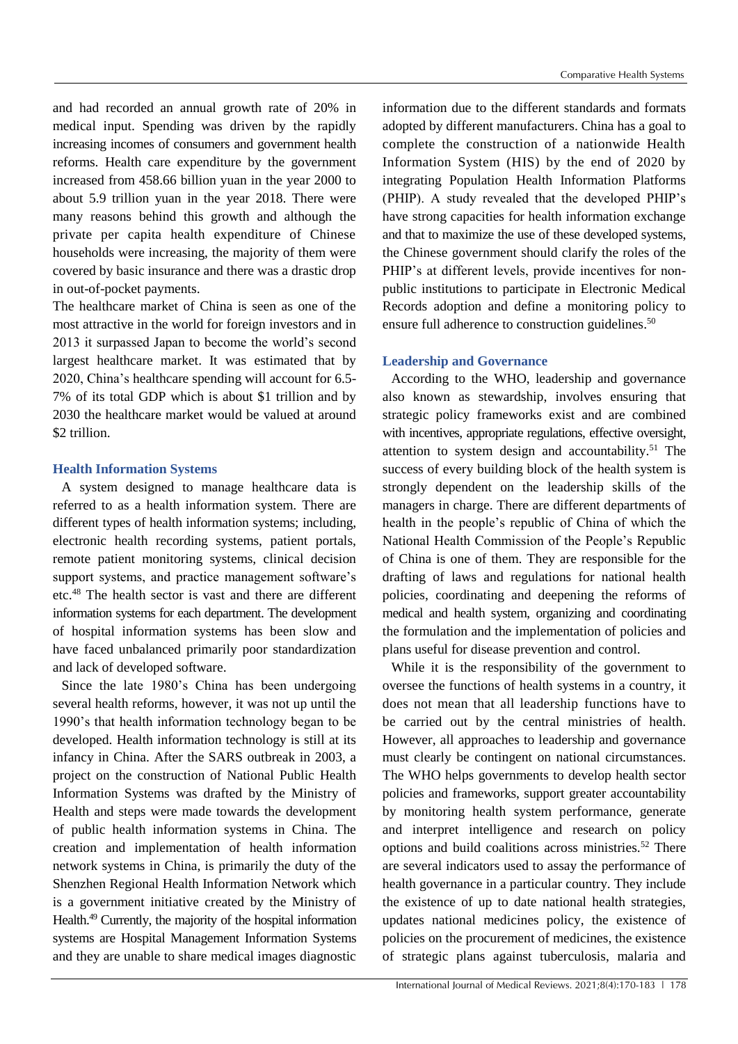and had recorded an annual growth rate of 20% in medical input. Spending was driven by the rapidly increasing incomes of consumers and government health reforms. Health care expenditure by the government increased from 458.66 billion yuan in the year 2000 to about 5.9 trillion yuan in the year 2018. There were many reasons behind this growth and although the private per capita health expenditure of Chinese households were increasing, the majority of them were covered by basic insurance and there was a drastic drop in out-of-pocket payments.

The healthcare market of China is seen as one of the most attractive in the world for foreign investors and in 2013 it surpassed Japan to become the world's second largest healthcare market. It was estimated that by 2020, China's healthcare spending will account for 6.5-7% of its total GDP which is about $1 trillion and by 2030 the healthcare market would be valued at around $2 trillion.

### Health Information Systems

A system designed to manage healthcare data is referred to as a health information system. There are different types of health information systems; including, electronic health recording systems, patient portals, remote patient monitoring systems, clinical decision support systems, and practice management software's etc.[48] The health sector is vast and there are different information systems for each department. The development of hospital information systems has been slow and have faced unbalanced primarily poor standardization and lack of developed software.

Since the late 1980's China has been undergoing several health reforms, however, it was not up until the 1990's that health information technology began to be developed. Health information technology is still at its infancy in China. After the SARS outbreak in 2003, a project on the construction of National Public Health Information Systems was drafted by the Ministry of Health and steps were made towards the development of public health information systems in China. The creation and implementation of health information network systems in China, is primarily the duty of the Shenzhen Regional Health Information Network which is a government initiative created by the Ministry of Health.[49] Currently, the majority of the hospital information systems are Hospital Management Information Systems and they are unable to share medical images diagnostic information due to the different standards and formats adopted by different manufacturers. China has a goal to complete the construction of a nationwide Health Information System (HIS) by the end of 2020 by integrating Population Health Information Platforms (PHIP). A study revealed that the developed PHIP's have strong capacities for health information exchange and that to maximize the use of these developed systems, the Chinese government should clarify the roles of the PHIP's at different levels, provide incentives for non-public institutions to participate in Electronic Medical Records adoption and define a monitoring policy to ensure full adherence to construction guidelines.[50]

### Leadership and Governance

According to the WHO, leadership and governance also known as stewardship, involves ensuring that strategic policy frameworks exist and are combined with incentives, appropriate regulations, effective oversight, attention to system design and accountability.[51] The success of every building block of the health system is strongly dependent on the leadership skills of the managers in charge. There are different departments of health in the people's republic of China of which the National Health Commission of the People's Republic of China is one of them. They are responsible for the drafting of laws and regulations for national health policies, coordinating and deepening the reforms of medical and health system, organizing and coordinating the formulation and the implementation of policies and plans useful for disease prevention and control.

While it is the responsibility of the government to oversee the functions of health systems in a country, it does not mean that all leadership functions have to be carried out by the central ministries of health. However, all approaches to leadership and governance must clearly be contingent on national circumstances. The WHO helps governments to develop health sector policies and frameworks, support greater accountability by monitoring health system performance, generate and interpret intelligence and research on policy options and build coalitions across ministries.[52] There are several indicators used to assay the performance of health governance in a particular country. They include the existence of up to date national health strategies, updates national medicines policy, the existence of policies on the procurement of medicines, the existence of strategic plans against tuberculosis, malaria and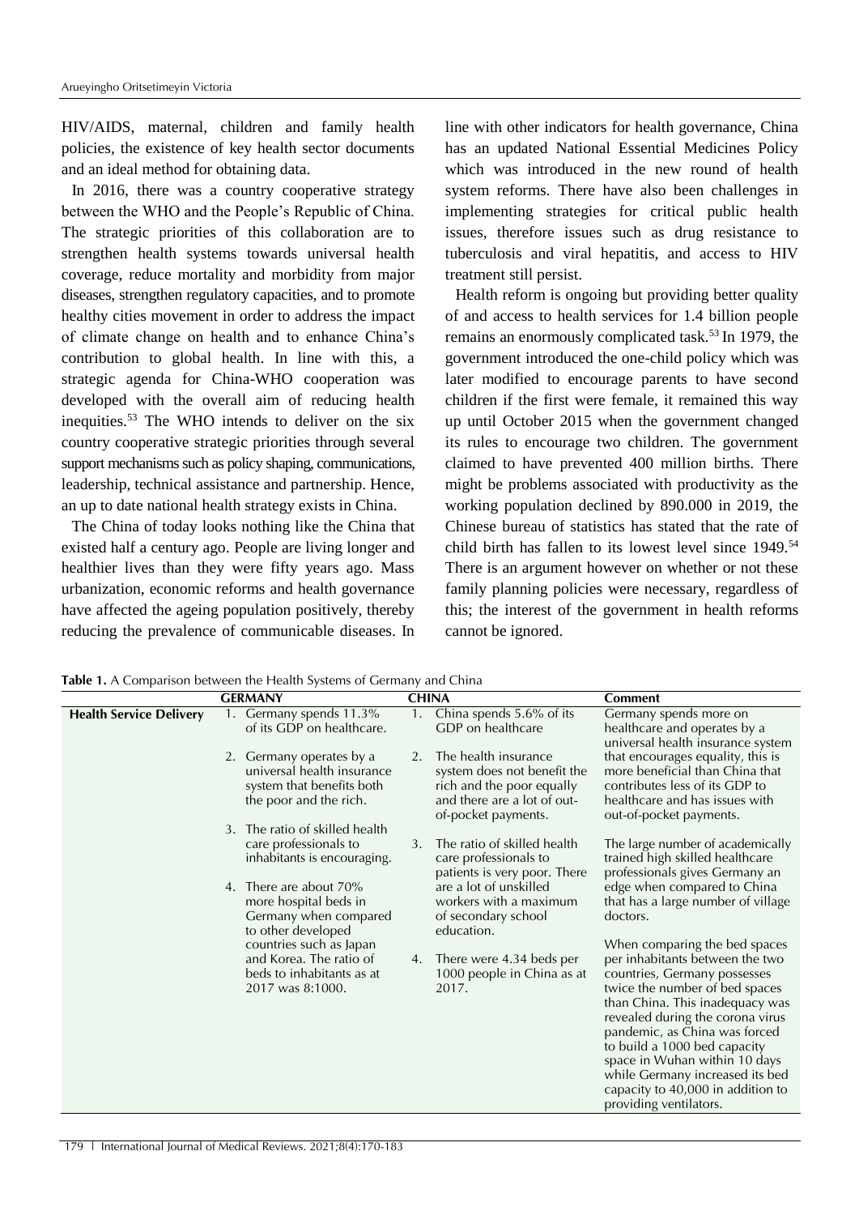HIV/AIDS, maternal, children and family health policies, the existence of key health sector documents and an ideal method for obtaining data.

In 2016, there was a country cooperative strategy between the WHO and the People's Republic of China. The strategic priorities of this collaboration are to strengthen health systems towards universal health coverage, reduce mortality and morbidity from major diseases, strengthen regulatory capacities, and to promote healthy cities movement in order to address the impact of climate change on health and to enhance China's contribution to global health. In line with this, a strategic agenda for China-WHO cooperation was developed with the overall aim of reducing health inequities.[53] The WHO intends to deliver on the six country cooperative strategic priorities through several support mechanisms such as policy shaping, communications, leadership, technical assistance and partnership. Hence, an up to date national health strategy exists in China.

The China of today looks nothing like the China that existed half a century ago. People are living longer and healthier lives than they were fifty years ago. Mass urbanization, economic reforms and health governance have affected the ageing population positively, thereby reducing the prevalence of communicable diseases. In line with other indicators for health governance, China has an updated National Essential Medicines Policy which was introduced in the new round of health system reforms. There have also been challenges in implementing strategies for critical public health issues, therefore issues such as drug resistance to tuberculosis and viral hepatitis, and access to HIV treatment still persist.

Health reform is ongoing but providing better quality of and access to health services for 1.4 billion people remains an enormously complicated task.[53] In 1979, the government introduced the one-child policy which was later modified to encourage parents to have second children if the first were female, it remained this way up until October 2015 when the government changed its rules to encourage two children. The government claimed to have prevented 400 million births. There might be problems associated with productivity as the working population declined by 890.000 in 2019, the Chinese bureau of statistics has stated that the rate of child birth has fallen to its lowest level since 1949.[54] There is an argument however on whether or not these family planning policies were necessary, regardless of this; the interest of the government in health reforms cannot be ignored.

**Table 1.** A Comparison between the Health Systems of Germany and China

| | GERMANY | CHINA | Comment |
|---|---|---|---|
| **Health Service Delivery** | 1. Germany spends 11.3% of its GDP on healthcare.<br><br>2. Germany operates by a universal health insurance system that benefits both the poor and the rich. | 1. China spends 5.6% of its GDP on healthcare<br><br>2. The health insurance system does not benefit the rich and the poor equally and there are a lot of out-of-pocket payments. | Germany spends more on healthcare and operates by a universal health insurance system that encourages equality, this is more beneficial than China that contributes less of its GDP to healthcare and has issues with out-of-pocket payments. |
| | 3. The ratio of skilled health care professionals to inhabitants is encouraging. | 3. The ratio of skilled health care professionals to patients is very poor. There are a lot of unskilled workers with a maximum of secondary school education. | The large number of academically trained high skilled healthcare professionals gives Germany an edge when compared to China that has a large number of village doctors. |
| | 4. There are about 70% more hospital beds in Germany when compared to other developed countries such as Japan and Korea. The ratio of beds to inhabitants as at 2017 was 8:1000. | 4. There were 4.34 beds per 1000 people in China as at 2017. | When comparing the bed spaces per inhabitants between the two countries, Germany possesses twice the number of bed spaces than China. This inadequacy was revealed during the corona virus pandemic, as China was forced to build a 1000 bed capacity space in Wuhan within 10 days while Germany increased its bed capacity to 40,000 in addition to providing ventilators. |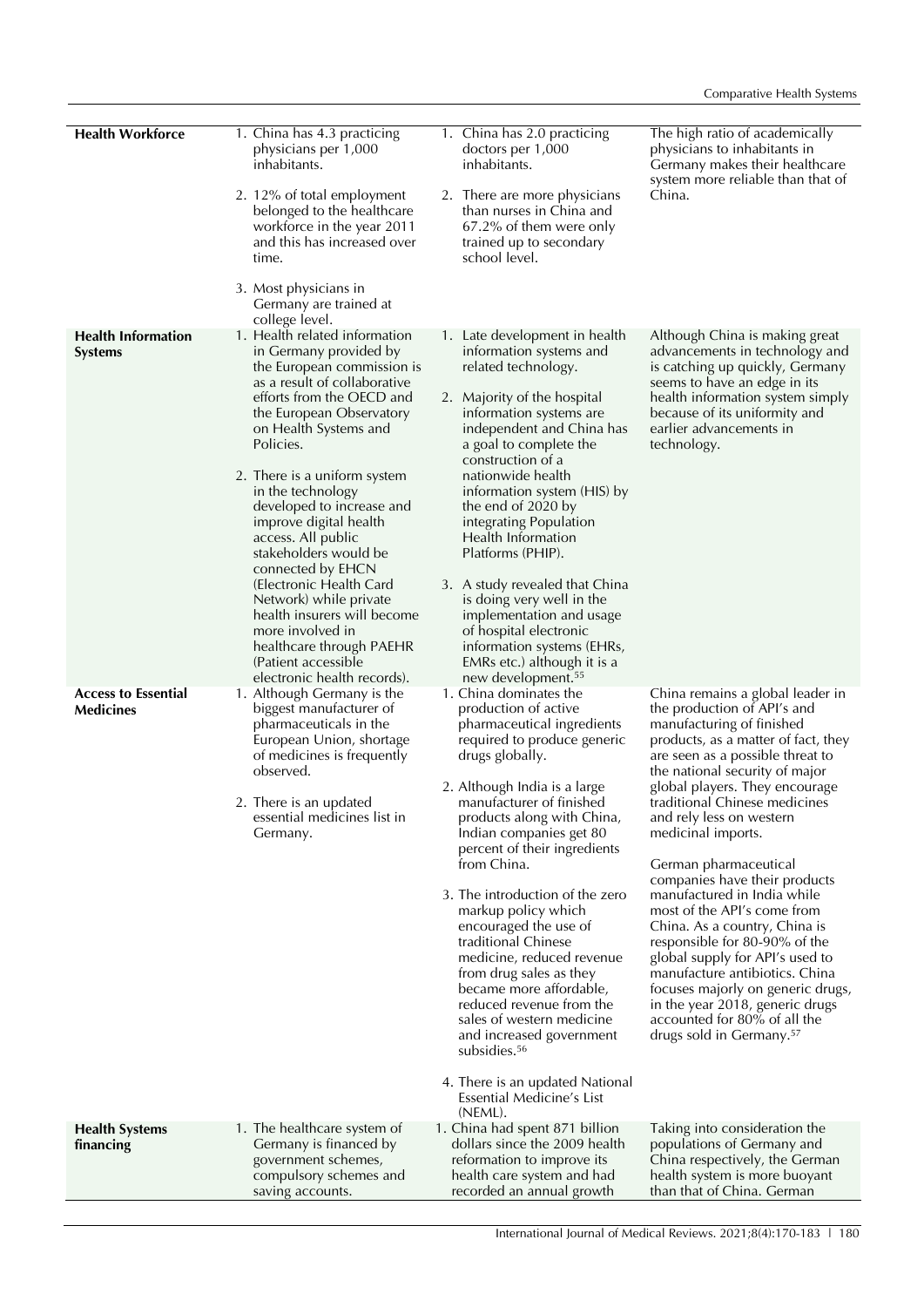| Health Workforce | 1. China has 4.3 practicing physicians per 1,000 inhabitants.<br>2. 12% of total employment belonged to the healthcare workforce in the year 2011 and this has increased over time.<br>3. Most physicians in Germany are trained at college level. | 1. China has 2.0 practicing doctors per 1,000 inhabitants.<br>2. There are more physicians than nurses in China and 67.2% of them were only trained up to secondary school level. | The high ratio of academically physicians to inhabitants in Germany makes their healthcare system more reliable than that of China. |
|---|---|---|---|
| **Health Information Systems** | 1. Health related information in Germany provided by the European commission is as a result of collaborative efforts from the OECD and the European Observatory on Health Systems and Policies.<br>2. There is a uniform system in the technology developed to increase and improve digital health access. All public stakeholders would be connected by EHCN (Electronic Health Card Network) while private health insurers will become more involved in healthcare through PAEHR (Patient accessible electronic health records). | 1. Late development in health information systems and related technology.<br>2. Majority of the hospital information systems are independent and China has a goal to complete the construction of a nationwide health information system (HIS) by the end of 2020 by integrating Population Health Information Platforms (PHIP).<br>3. A study revealed that China is doing very well in the implementation and usage of hospital electronic information systems (EHRs, EMRs etc.) although it is a new development.[55] | Although China is making great advancements in technology and is catching up quickly, Germany seems to have an edge in its health information system simply because of its uniformity and earlier advancements in technology. |
| **Access to Essential Medicines** | 1. Although Germany is the biggest manufacturer of pharmaceuticals in the European Union, shortage of medicines is frequently observed.<br>2. There is an updated essential medicines list in Germany. | 1. China dominates the production of active pharmaceutical ingredients required to produce generic drugs globally.<br>2. Although India is a large manufacturer of finished products along with China, Indian companies get 80 percent of their ingredients from China.<br>3. The introduction of the zero markup policy which encouraged the use of traditional Chinese medicine, reduced revenue from drug sales as they became more affordable, reduced revenue from the sales of western medicine and increased government subsidies.[56]<br>4. There is an updated National Essential Medicine's List (NEML). | China remains a global leader in the production of API's and manufacturing of finished products, as a matter of fact, they are seen as a possible threat to the national security of major global players. They encourage traditional Chinese medicines and rely less on western medicinal imports.<br><br>German pharmaceutical companies have their products manufactured in India while most of the API's come from China. As a country, China is responsible for 80-90% of the global supply for API's used to manufacture antibiotics. China focuses majorly on generic drugs, in the year 2018, generic drugs accounted for 80% of all the drugs sold in Germany.[57] |
| **Health Systems financing** | 1. The healthcare system of Germany is financed by government schemes, compulsory schemes and saving accounts. | 1. China had spent 871 billion dollars since the 2009 health reformation to improve its health care system and had recorded an annual growth | Taking into consideration the populations of Germany and China respectively, the German health system is more buoyant than that of China. German |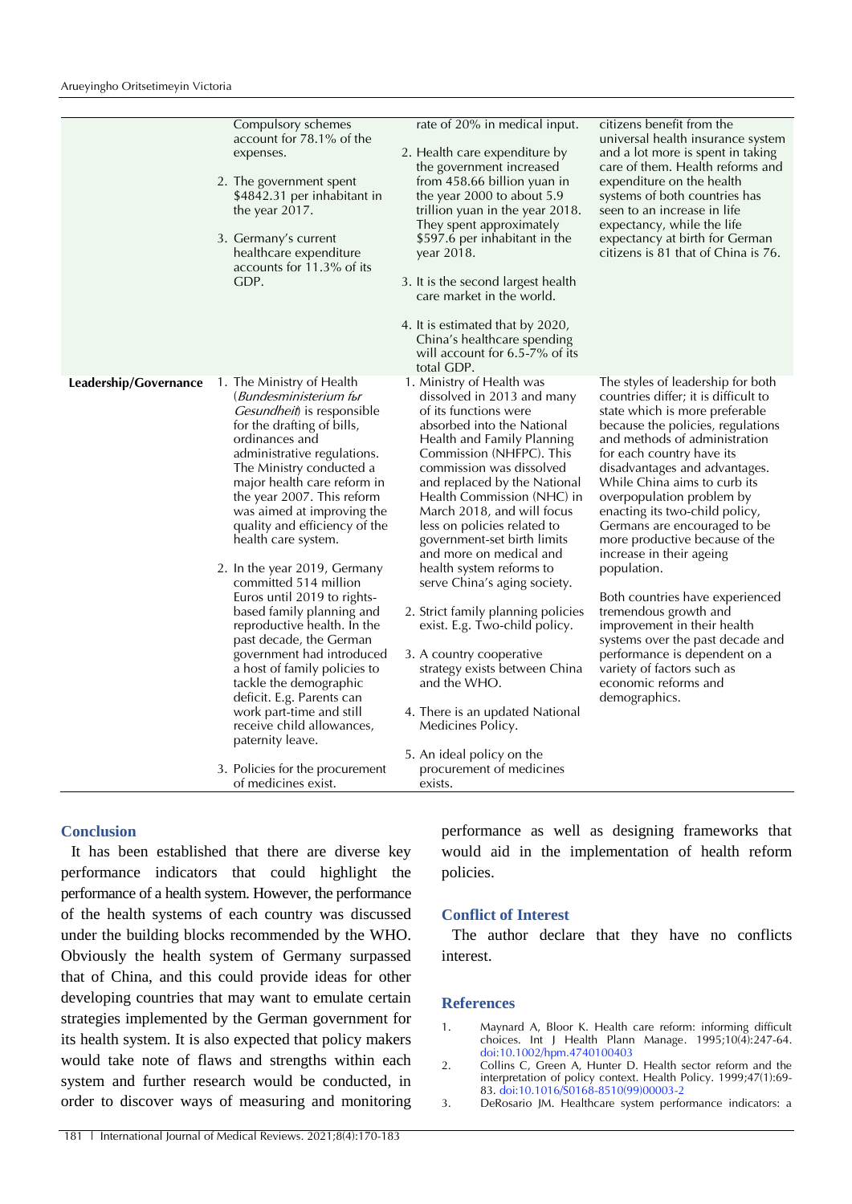| | | | |
|---|---|---|---|
| | Compulsory schemes account for 78.1% of the expenses.<br><br>2. The government spent $4842.31 per inhabitant in the year 2017.<br><br>3. Germany's current healthcare expenditure accounts for 11.3% of its GDP. | rate of 20% in medical input.<br><br>2. Health care expenditure by the government increased from 458.66 billion yuan in the year 2000 to about 5.9 trillion yuan in the year 2018. They spent approximately $597.6 per inhabitant in the year 2018.<br><br>3. It is the second largest health care market in the world.<br><br>4. It is estimated that by 2020, China's healthcare spending will account for 6.5-7% of its total GDP. | citizens benefit from the universal health insurance system and a lot more is spent in taking care of them. Health reforms and expenditure on the health systems of both countries has seen to an increase in life expectancy, while the life expectancy at birth for German citizens is 81 that of China is 76. |
| **Leadership/Governance** | 1. The Ministry of Health (*Bundesministerium für Gesundheit*) is responsible for the drafting of bills, ordinances and administrative regulations. The Ministry conducted a major health care reform in the year 2007. This reform was aimed at improving the quality and efficiency of the health care system.<br><br>2. In the year 2019, Germany committed 514 million Euros until 2019 to rights-based family planning and reproductive health. In the past decade, the German government had introduced a host of family policies to tackle the demographic deficit. E.g. Parents can work part-time and still receive child allowances, paternity leave.<br><br>3. Policies for the procurement of medicines exist. | 1. Ministry of Health was dissolved in 2013 and many of its functions were absorbed into the National Health and Family Planning Commission (NHFPC). This commission was dissolved and replaced by the National Health Commission (NHC) in March 2018, and will focus less on policies related to government-set birth limits and more on medical and health system reforms to serve China's aging society.<br><br>2. Strict family planning policies exist. E.g. Two-child policy.<br><br>3. A country cooperative strategy exists between China and the WHO.<br><br>4. There is an updated National Medicines Policy.<br><br>5. An ideal policy on the procurement of medicines exists. | The styles of leadership for both countries differ; it is difficult to state which is more preferable because the policies, regulations and methods of administration for each country have its disadvantages and advantages. While China aims to curb its overpopulation problem by enacting its two-child policy, Germans are encouraged to be more productive because of the increase in their ageing population.<br><br>Both countries have experienced tremendous growth and improvement in their health systems over the past decade and performance is dependent on a variety of factors such as economic reforms and demographics. |

## Conclusion

It has been established that there are diverse key performance indicators that could highlight the performance of a health system. However, the performance of the health systems of each country was discussed under the building blocks recommended by the WHO. Obviously the health system of Germany surpassed that of China, and this could provide ideas for other developing countries that may want to emulate certain strategies implemented by the German government for its health system. It is also expected that policy makers would take note of flaws and strengths within each system and further research would be conducted, in order to discover ways of measuring and monitoring performance as well as designing frameworks that would aid in the implementation of health reform policies.

## Conflict of Interest

The author declare that they have no conflicts interest.

## References

1. Maynard A, Bloor K. Health care reform: informing difficult choices. Int J Health Plann Manage. 1995;10(4):247-64. doi:10.1002/hpm.4740100403
2. Collins C, Green A, Hunter D. Health sector reform and the interpretation of policy context. Health Policy. 1999;47(1):69-83. doi:10.1016/S0168-8510(99)00003-2
3. DeRosario JM. Healthcare system performance indicators: a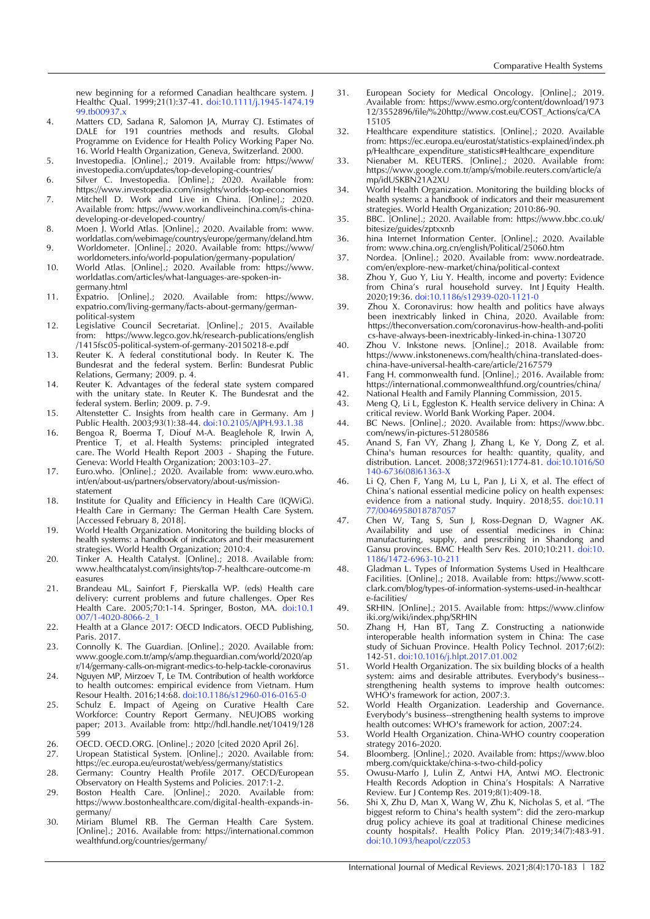new beginning for a reformed Canadian healthcare system. J Healthc Qual. 1999;21(1):37-41. doi:10.1111/j.1945-1474.1999.tb00937.x

4. Matters CD, Sadana R, Salomon JA, Murray CJ. Estimates of DALE for 191 countries methods and results. Global Programme on Evidence for Health Policy Working Paper No. 16. World Health Organization, Geneva, Switzerland. 2000.
5. Investopedia. [Online].; 2019. Available from: https://www/investopedia.com/updates/top-developing-countries/
6. Silver C. Investopedia. [Online].; 2020. Available from: https://www.investopedia.com/insights/worlds-top-economies
7. Mitchell D. Work and Live in China. [Online].; 2020. Available from: https://www.workandliveinchina.com/is-china-developing-or-developed-country/
8. Moen J. World Atlas. [Online].; 2020. Available from: www.worldatlas.com/webimage/countrys/europe/germany/deland.htm
9. Worldometer. [Online].; 2020. Available from: https://www/worldometers.info/world-population/germany-population/
10. World Atlas. [Online].; 2020. Available from: https://www.worldatlas.com/articles/what-languages-are-spoken-in-germany.html
11. Expatrio. [Online].; 2020. Available from: https://www.expatrio.com/living-germany/facts-about-germany/german-political-system
12. Legislative Council Secretariat. [Online].; 2015. Available from: https://www.legco.gov.hk/research-publications/english/1415fsc05-political-system-of-germany-20150218-e.pdf
13. Reuter K. A federal constitutional body. In Reuter K. The Bundesrat and the federal system. Berlin: Bundesrat Public Relations, Germany; 2009. p. 4.
14. Reuter K. Advantages of the federal state system compared with the unitary state. In Reuter K. The Bundesrat and the federal system. Berlin; 2009. p. 7-9.
15. Altenstetter C. Insights from health care in Germany. Am J Public Health. 2003;93(1):38-44. doi:10.2105/AJPH.93.1.38
16. Bengoa R, Boerma T, Diouf M-A. Beaglehole R, Irwin A, Prentice T, et al. Health Systems: principled integrated care. The World Health Report 2003 - Shaping the Future. Geneva: World Health Organization; 2003:103–27.
17. Euro.who. [Online].; 2020. Available from: www.euro.who.int/en/about-us/partners/observatory/about-us/mission-statement
18. Institute for Quality and Efficiency in Health Care (IQWiG). Health Care in Germany: The German Health Care System. [Accessed February 8, 2018].
19. World Health Organization. Monitoring the building blocks of health systems: a handbook of indicators and their measurement strategies. World Health Organization; 2010:4.
20. Tinker A. Health Catalyst. [Online].; 2018. Available from: www.healthcatalyst.com/insights/top-7-healthcare-outcome-measures
21. Brandeau ML, Sainfort F, Pierskalla WP. (eds) Health care delivery: current problems and future challenges. Oper Res Health Care. 2005;70:1-14. Springer, Boston, MA. doi:10.1007/1-4020-8066-2_1
22. Health at a Glance 2017: OECD Indicators. OECD Publishing, Paris. 2017.
23. Connolly K. The Guardian. [Online].; 2020. Available from: www.google.com.tr/amp/s/amp.theguardian.com/world/2020/apr/14/germany-calls-on-migrant-medics-to-help-tackle-coronavirus
24. Nguyen MP, Mirzoev T, Le TM. Contribution of health workforce to health outcomes: empirical evidence from Vietnam. Hum Resour Health. 2016;14:68. doi:10.1186/s12960-016-0165-0
25. Schulz E. Impact of Ageing on Curative Health Care Workforce: Country Report Germany. NEUJOBS working paper; 2013. Available from: http://hdl.handle.net/10419/128599
26. OECD. OECD.ORG. [Online].; 2020 [cited 2020 April 26].
27. Uropean Statistical System. [Online].; 2020. Available from: https://ec.europa.eu/eurostat/web/ess/germany/statistics
28. Germany: Country Health Profile 2017. OECD/European Observatory on Health Systems and Policies. 2017:1-2.
29. Boston Health Care. [Online].; 2020. Available from: https://www.bostonhealthcare.com/digital-health-expands-in-germany/
30. Miriam Blumel RB. The German Health Care System. [Online].; 2016. Available from: https://international.commonwealthfund.org/countries/germany/
31. European Society for Medical Oncology. [Online].; 2019. Available from: https://www.esmo.org/content/download/197312/3552896/file/%20http://www.cost.eu/COST_Actions/ca/CA15105
32. Healthcare expenditure statistics. [Online].; 2020. Available from: https://ec.europa.eu/eurostat/statistics-explained/index.php/Healthcare_expenditure_statistics#Healthcare_expenditure
33. Nienaber M. REUTERS. [Online].; 2020. Available from: https://www.google.com.tr/amp/s/mobile.reuters.com/article/amp/idUSKBN21A2XU
34. World Health Organization. Monitoring the building blocks of health systems: a handbook of indicators and their measurement strategies. World Health Organization; 2010:86-90.
35. BBC. [Online].; 2020. Available from: https://www.bbc.co.uk/bitesize/guides/zptxxnb
36. hina Internet Information Center. [Online].; 2020. Available from: www.china.org.cn/english/Political/25060.htm
37. Nordea. [Online].; 2020. Available from: www.nordeatrade.com/en/explore-new-market/china/political-context
38. Zhou Y, Guo Y, Liu Y. Health, income and poverty: Evidence from China's rural household survey. Int J Equity Health. 2020;19:36. doi:10.1186/s12939-020-1121-0
39. Zhou X. Coronavirus: how health and politics have always been inextricably linked in China, 2020. Available from: https://theconversation.com/coronavirus-how-health-and-politics-have-always-been-inextricably-linked-in-china-130720
40. Zhou V. Inkstone news. [Online].; 2018. Available from: https://www.inkstonenews.com/health/china-translated-does-china-have-universal-health-care/article/2167579
41. Fang H. commonwealth fund. [Online].; 2016. Available from: https://international.commonwealthfund.org/countries/china/
42. National Health and Family Planning Commission, 2015.
43. Meng Q, Li L, Eggleston K. Health service delivery in China: A critical review. World Bank Working Paper. 2004.
44. BC News. [Online].; 2020. Available from: https://www.bbc.com/news/in-pictures-51280586
45. Anand S, Fan VY, Zhang J, Zhang L, Ke Y, Dong Z, et al. China's human resources for health: quantity, quality, and distribution. Lancet. 2008;372(9651):1774-81. doi:10.1016/S0140-6736(08)61363-X
46. Li Q, Chen F, Yang M, Lu L, Pan J, Li X, et al. The effect of China's national essential medicine policy on health expenses: evidence from a national study. Inquiry. 2018;55. doi:10.1177/0046958018787057
47. Chen W, Tang S, Sun J, Ross-Degnan D, Wagner AK. Availability and use of essential medicines in China: manufacturing, supply, and prescribing in Shandong and Gansu provinces. BMC Health Serv Res. 2010;10:211. doi:10.1186/1472-6963-10-211
48. Gladman L. Types of Information Systems Used in Healthcare Facilities. [Online].; 2018. Available from: https://www.scott-clark.com/blog/types-of-information-systems-used-in-healthcare-facilities/
49. SRHIN. [Online].; 2015. Available from: https://www.clinfowiki.org/wiki/index.php/SRHIN
50. Zhang H, Han BT, Tang Z. Constructing a nationwide interoperable health information system in China: The case study of Sichuan Province. Health Policy Technol. 2017;6(2):142-51. doi:10.1016/j.hlpt.2017.01.002
51. World Health Organization. The six building blocks of a health system: aims and desirable attributes. Everybody's business--strengthening health systems to improve health outcomes: WHO's framework for action, 2007:3.
52. World Health Organization. Leadership and Governance. Everybody's business--strengthening health systems to improve health outcomes: WHO's framework for action, 2007:24.
53. World Health Organization. China-WHO country cooperation strategy 2016-2020.
54. Bloomberg. [Online].; 2020. Available from: https://www.bloomberg.com/quicktake/china-s-two-child-policy
55. Owusu-Marfo J, Lulin Z, Antwi HA, Antwi MO. Electronic Health Records Adoption in China's Hospitals: A Narrative Review. Eur J Contemp Res. 2019;8(1):409-18.
56. Shi X, Zhu D, Man X, Wang W, Zhu K, Nicholas S, et al. "The biggest reform to China's health system": did the zero-markup drug policy achieve its goal at traditional Chinese medicines county hospitals?. Health Policy Plan. 2019;34(7):483-91. doi:10.1093/heapol/czz053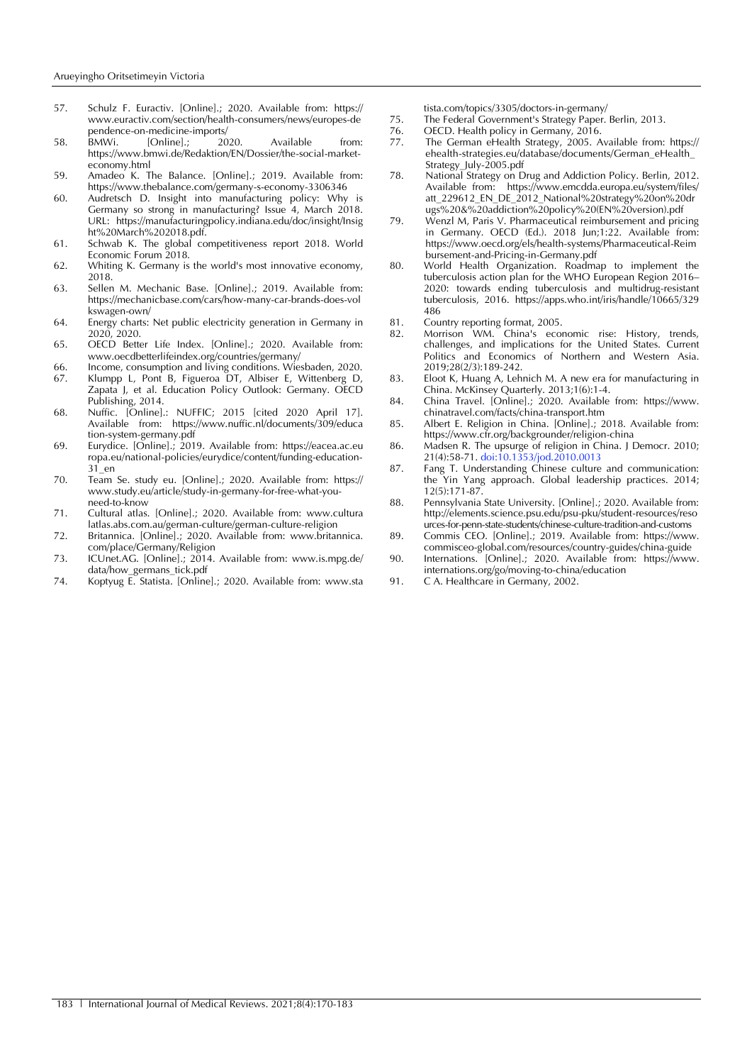57. Schulz F. Euractiv. [Online].; 2020. Available from: https://www.euractiv.com/section/health-consumers/news/europes-dependence-on-medicine-imports/
58. BMWi. [Online].; 2020. Available from: https://www.bmwi.de/Redaktion/EN/Dossier/the-social-market-economy.html
59. Amadeo K. The Balance. [Online].; 2019. Available from: https://www.thebalance.com/germany-s-economy-3306346
60. Audretsch D. Insight into manufacturing policy: Why is Germany so strong in manufacturing? Issue 4, March 2018. URL: https://manufacturingpolicy.indiana.edu/doc/insight/Insight%20March%202018.pdf.
61. Schwab K. The global competitiveness report 2018. World Economic Forum 2018.
62. Whiting K. Germany is the world's most innovative economy, 2018.
63. Sellen M. Mechanic Base. [Online].; 2019. Available from: https://mechanicbase.com/cars/how-many-car-brands-does-volkswagen-own/
64. Energy charts: Net public electricity generation in Germany in 2020, 2020.
65. OECD Better Life Index. [Online].; 2020. Available from: www.oecdbetterlifeindex.org/countries/germany/
66. Income, consumption and living conditions. Wiesbaden, 2020.
67. Klumpp L, Pont B, Figueroa DT, Albiser E, Wittenberg D, Zapata J, et al. Education Policy Outlook: Germany. OECD Publishing, 2014.
68. Nuffic. [Online].: NUFFIC; 2015 [cited 2020 April 17]. Available from: https://www.nuffic.nl/documents/309/education-system-germany.pdf
69. Eurydice. [Online].; 2019. Available from: https://eacea.ac.europa.eu/national-policies/eurydice/content/funding-education-31_en
70. Team Se. study eu. [Online].; 2020. Available from: https://www.study.eu/article/study-in-germany-for-free-what-you-need-to-know
71. Cultural atlas. [Online].; 2020. Available from: www.culturalatlas.abs.com.au/german-culture/german-culture-religion
72. Britannica. [Online].; 2020. Available from: www.britannica.com/place/Germany/Religion
73. ICUnet.AG. [Online].; 2014. Available from: www.is.mpg.de/data/how_germans_tick.pdf
74. Koptyug E. Statista. [Online].; 2020. Available from: www.statista.com/topics/3305/doctors-in-germany/
75. The Federal Government's Strategy Paper. Berlin, 2013.
76. OECD. Health policy in Germany, 2016.
77. The German eHealth Strategy, 2005. Available from: https://ehealth-strategies.eu/database/documents/German_eHealth_Strategy_July-2005.pdf
78. National Strategy on Drug and Addiction Policy. Berlin, 2012. Available from: https://www.emcdda.europa.eu/system/files/att_229612_EN_DE_2012_National%20strategy%20on%20drugs%20&%20addiction%20policy%20(EN%20version).pdf
79. Wenzl M, Paris V. Pharmaceutical reimbursement and pricing in Germany. OECD (Ed.). 2018 Jun;1:22. Available from: https://www.oecd.org/els/health-systems/Pharmaceutical-Reimbursement-and-Pricing-in-Germany.pdf
80. World Health Organization. Roadmap to implement the tuberculosis action plan for the WHO European Region 2016–2020: towards ending tuberculosis and multidrug-resistant tuberculosis, 2016. https://apps.who.int/iris/handle/10665/329486
81. Country reporting format, 2005.
82. Morrison WM. China's economic rise: History, trends, challenges, and implications for the United States. Current Politics and Economics of Northern and Western Asia. 2019;28(2/3):189-242.
83. Eloot K, Huang A, Lehnich M. A new era for manufacturing in China. McKinsey Quarterly. 2013;1(6):1-4.
84. China Travel. [Online].; 2020. Available from: https://www.chinatravel.com/facts/china-transport.htm
85. Albert E. Religion in China. [Online].; 2018. Available from: https://www.cfr.org/backgrounder/religion-china
86. Madsen R. The upsurge of religion in China. J Democr. 2010; 21(4):58-71. doi:10.1353/jod.2010.0013
87. Fang T. Understanding Chinese culture and communication: the Yin Yang approach. Global leadership practices. 2014; 12(5):171-87.
88. Pennsylvania State University. [Online].; 2020. Available from: http://elements.science.psu.edu/psu-pku/student-resources/resources-for-penn-state-students/chinese-culture-tradition-and-customs
89. Commis CEO. [Online].; 2019. Available from: https://www.commisceo-global.com/resources/country-guides/china-guide
90. Internations. [Online].; 2020. Available from: https://www.internations.org/go/moving-to-china/education
91. C A. Healthcare in Germany, 2002.